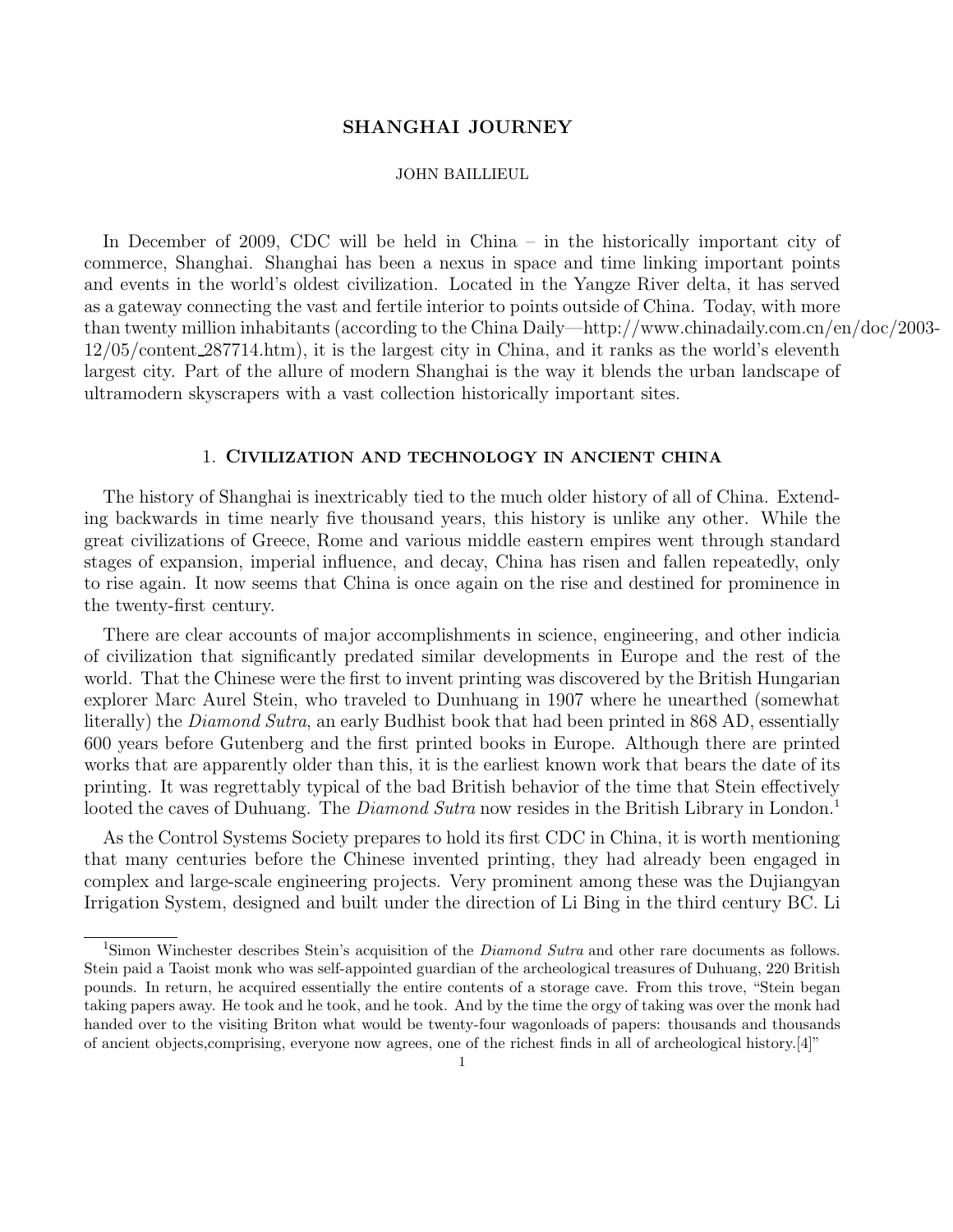# SHANGHAI JOURNEY

JOHN BAILLIEUL

In December of 2009, CDC will be held in China – in the historically important city of commerce, Shanghai. Shanghai has been a nexus in space and time linking important points and events in the world's oldest civilization. Located in the Yangze River delta, it has served as a gateway connecting the vast and fertile interior to points outside of China. Today, with more than twenty million inhabitants (according to the China Daily—http://www.chinadaily.com.cn/en/doc/2003-12/05/content_287714.htm), it is the largest city in China, and it ranks as the world's eleventh largest city. Part of the allure of modern Shanghai is the way it blends the urban landscape of ultramodern skyscrapers with a vast collection historically important sites.

## 1. Civilization and technology in ancient china

The history of Shanghai is inextricably tied to the much older history of all of China. Extending backwards in time nearly five thousand years, this history is unlike any other. While the great civilizations of Greece, Rome and various middle eastern empires went through standard stages of expansion, imperial influence, and decay, China has risen and fallen repeatedly, only to rise again. It now seems that China is once again on the rise and destined for prominence in the twenty-first century.

There are clear accounts of major accomplishments in science, engineering, and other indicia of civilization that significantly predated similar developments in Europe and the rest of the world. That the Chinese were the first to invent printing was discovered by the British Hungarian explorer Marc Aurel Stein, who traveled to Dunhuang in 1907 where he unearthed (somewhat literally) the *Diamond Sutra*, an early Budhist book that had been printed in 868 AD, essentially 600 years before Gutenberg and the first printed books in Europe. Although there are printed works that are apparently older than this, it is the earliest known work that bears the date of its printing. It was regrettably typical of the bad British behavior of the time that Stein effectively looted the caves of Duhuang. The *Diamond Sutra* now resides in the British Library in London.[1]

As the Control Systems Society prepares to hold its first CDC in China, it is worth mentioning that many centuries before the Chinese invented printing, they had already been engaged in complex and large-scale engineering projects. Very prominent among these was the Dujiangyan Irrigation System, designed and built under the direction of Li Bing in the third century BC. Li

---

[1] Simon Winchester describes Stein's acquisition of the *Diamond Sutra* and other rare documents as follows. Stein paid a Taoist monk who was self-appointed guardian of the archeological treasures of Duhuang, 220 British pounds. In return, he acquired essentially the entire contents of a storage cave. From this trove, "Stein began taking papers away. He took and he took, and he took. And by the time the orgy of taking was over the monk had handed over to the visiting Briton what would be twenty-four wagonloads of papers: thousands and thousands of ancient objects,comprising, everyone now agrees, one of the richest finds in all of archeological history.[4]"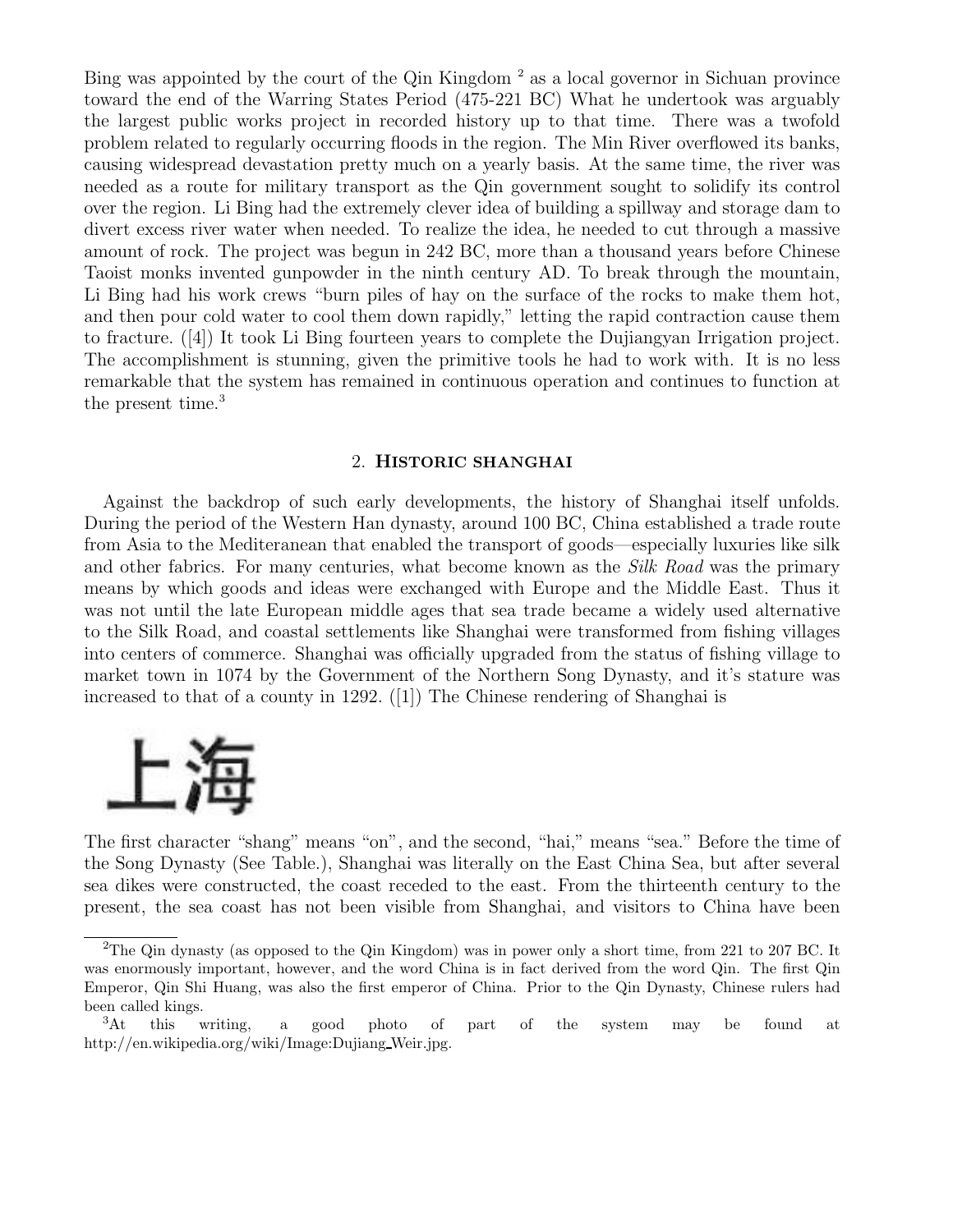Bing was appointed by the court of the Qin Kingdom [2] as a local governor in Sichuan province toward the end of the Warring States Period (475-221 BC) What he undertook was arguably the largest public works project in recorded history up to that time. There was a twofold problem related to regularly occurring floods in the region. The Min River overflowed its banks, causing widespread devastation pretty much on a yearly basis. At the same time, the river was needed as a route for military transport as the Qin government sought to solidify its control over the region. Li Bing had the extremely clever idea of building a spillway and storage dam to divert excess river water when needed. To realize the idea, he needed to cut through a massive amount of rock. The project was begun in 242 BC, more than a thousand years before Chinese Taoist monks invented gunpowder in the ninth century AD. To break through the mountain, Li Bing had his work crews "burn piles of hay on the surface of the rocks to make them hot, and then pour cold water to cool them down rapidly," letting the rapid contraction cause them to fracture. ([4]) It took Li Bing fourteen years to complete the Dujiangyan Irrigation project. The accomplishment is stunning, given the primitive tools he had to work with. It is no less remarkable that the system has remained in continuous operation and continues to function at the present time.[3]

## 2. Historic shanghai

Against the backdrop of such early developments, the history of Shanghai itself unfolds. During the period of the Western Han dynasty, around 100 BC, China established a trade route from Asia to the Mediteranean that enabled the transport of goods—especially luxuries like silk and other fabrics. For many centuries, what become known as the *Silk Road* was the primary means by which goods and ideas were exchanged with Europe and the Middle East. Thus it was not until the late European middle ages that sea trade became a widely used alternative to the Silk Road, and coastal settlements like Shanghai were transformed from fishing villages into centers of commerce. Shanghai was officially upgraded from the status of fishing village to market town in 1074 by the Government of the Northern Song Dynasty, and it's stature was increased to that of a county in 1292. ([1]) The Chinese rendering of Shanghai is

上海

The first character "shang" means "on", and the second, "hai," means "sea." Before the time of the Song Dynasty (See Table.), Shanghai was literally on the East China Sea, but after several sea dikes were constructed, the coast receded to the east. From the thirteenth century to the present, the sea coast has not been visible from Shanghai, and visitors to China have been

---

[2] The Qin dynasty (as opposed to the Qin Kingdom) was in power only a short time, from 221 to 207 BC. It was enormously important, however, and the word China is in fact derived from the word Qin. The first Qin Emperor, Qin Shi Huang, was also the first emperor of China. Prior to the Qin Dynasty, Chinese rulers had been called kings.

[3] At this writing, a good photo of part of the system may be found at http://en.wikipedia.org/wiki/Image:Dujiang_Weir.jpg.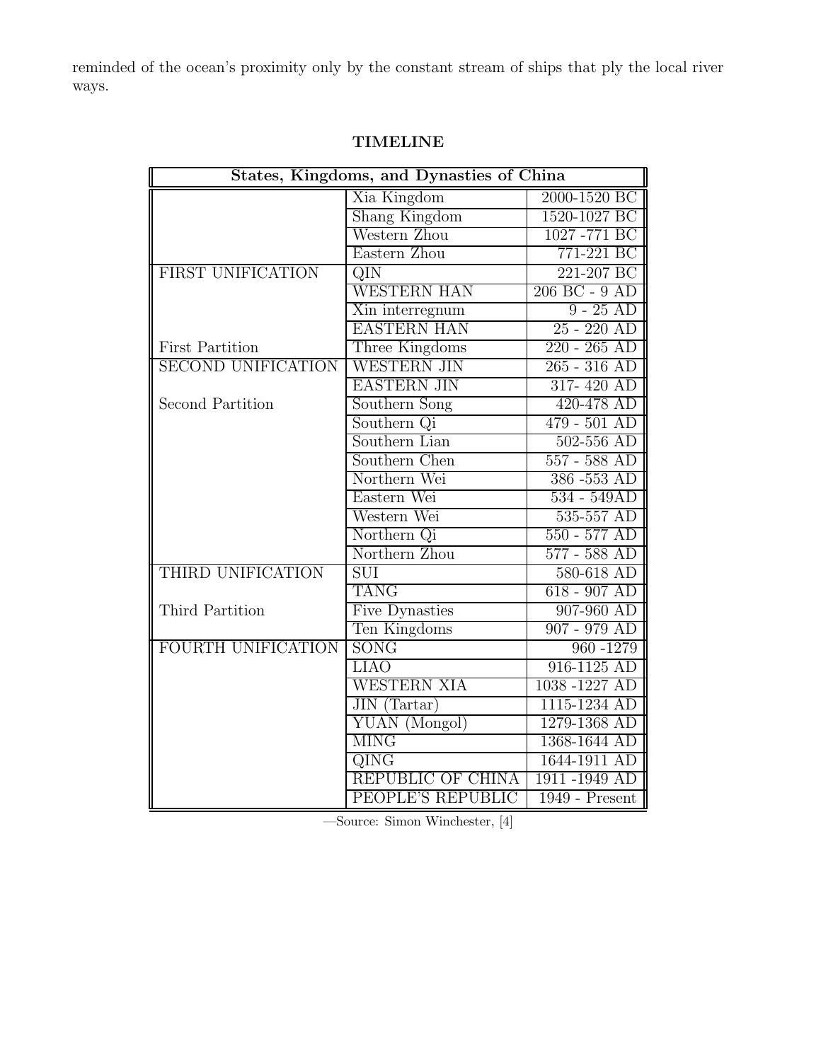reminded of the ocean's proximity only by the constant stream of ships that ply the local river ways.

## TIMELINE

| States, Kingdoms, and Dynasties of China | | |
|---|---|---|
| | Xia Kingdom | 2000-1520 BC |
| | Shang Kingdom | 1520-1027 BC |
| | Western Zhou | 1027 -771 BC |
| | Eastern Zhou | 771-221 BC |
| FIRST UNIFICATION | QIN | 221-207 BC |
| | WESTERN HAN | 206 BC - 9 AD |
| | Xin interregnum | 9 - 25 AD |
| | EASTERN HAN | 25 - 220 AD |
| First Partition | Three Kingdoms | 220 - 265 AD |
| SECOND UNIFICATION | WESTERN JIN | 265 - 316 AD |
| | EASTERN JIN | 317- 420 AD |
| Second Partition | Southern Song | 420-478 AD |
| | Southern Qi | 479 - 501 AD |
| | Southern Lian | 502-556 AD |
| | Southern Chen | 557 - 588 AD |
| | Northern Wei | 386 -553 AD |
| | Eastern Wei | 534 - 549AD |
| | Western Wei | 535-557 AD |
| | Northern Qi | 550 - 577 AD |
| | Northern Zhou | 577 - 588 AD |
| THIRD UNIFICATION | SUI | 580-618 AD |
| | TANG | 618 - 907 AD |
| Third Partition | Five Dynasties | 907-960 AD |
| | Ten Kingdoms | 907 - 979 AD |
| FOURTH UNIFICATION | SONG | 960 -1279 |
| | LIAO | 916-1125 AD |
| | WESTERN XIA | 1038 -1227 AD |
| | JIN (Tartar) | 1115-1234 AD |
| | YUAN (Mongol) | 1279-1368 AD |
| | MING | 1368-1644 AD |
| | QING | 1644-1911 AD |
| | REPUBLIC OF CHINA | 1911 -1949 AD |
| | PEOPLE'S REPUBLIC | 1949 - Present |

—Source: Simon Winchester, [4]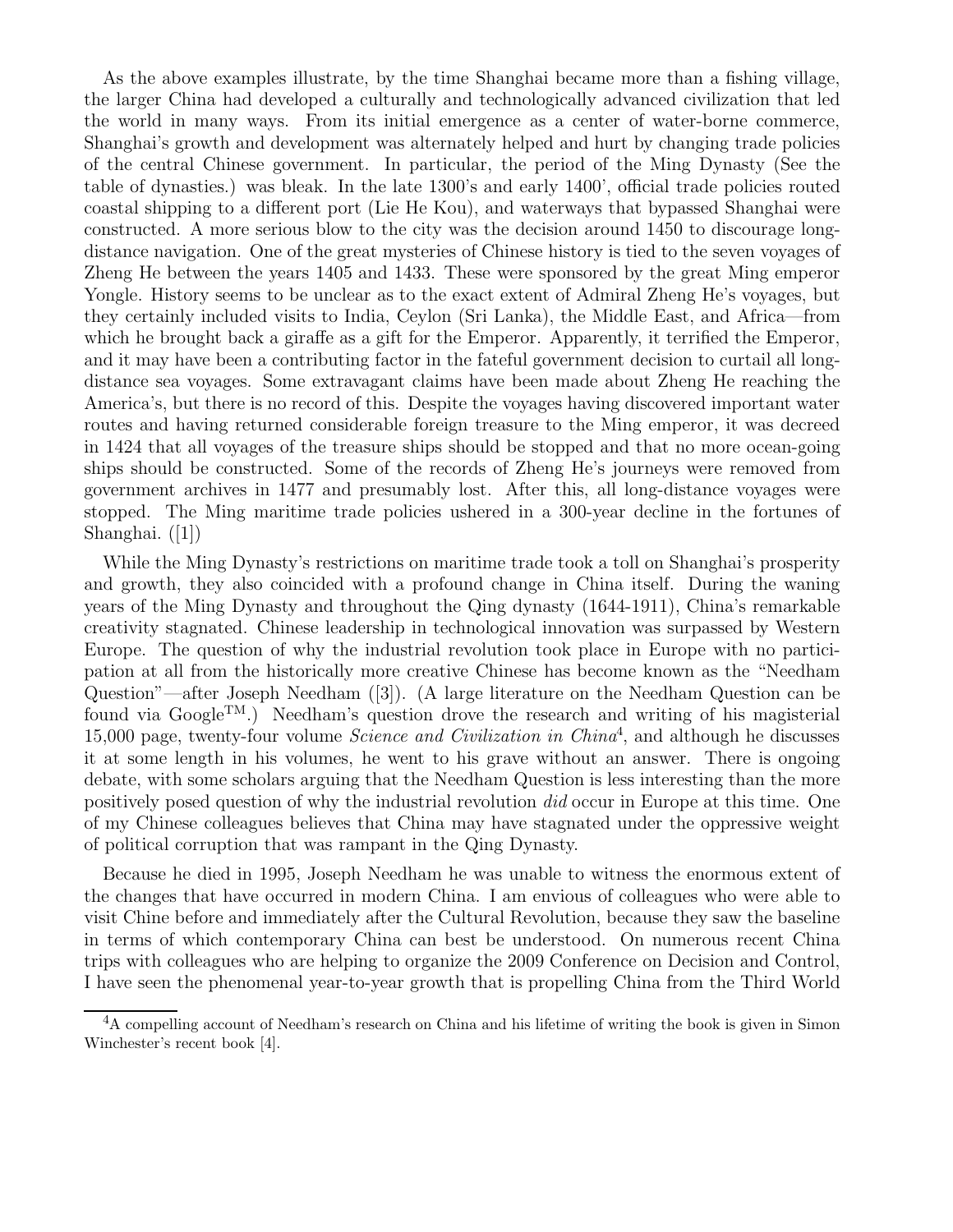As the above examples illustrate, by the time Shanghai became more than a fishing village, the larger China had developed a culturally and technologically advanced civilization that led the world in many ways. From its initial emergence as a center of water-borne commerce, Shanghai's growth and development was alternately helped and hurt by changing trade policies of the central Chinese government. In particular, the period of the Ming Dynasty (See the table of dynasties.) was bleak. In the late 1300's and early 1400', official trade policies routed coastal shipping to a different port (Lie He Kou), and waterways that bypassed Shanghai were constructed. A more serious blow to the city was the decision around 1450 to discourage long-distance navigation. One of the great mysteries of Chinese history is tied to the seven voyages of Zheng He between the years 1405 and 1433. These were sponsored by the great Ming emperor Yongle. History seems to be unclear as to the exact extent of Admiral Zheng He's voyages, but they certainly included visits to India, Ceylon (Sri Lanka), the Middle East, and Africa—from which he brought back a giraffe as a gift for the Emperor. Apparently, it terrified the Emperor, and it may have been a contributing factor in the fateful government decision to curtail all long-distance sea voyages. Some extravagant claims have been made about Zheng He reaching the America's, but there is no record of this. Despite the voyages having discovered important water routes and having returned considerable foreign treasure to the Ming emperor, it was decreed in 1424 that all voyages of the treasure ships should be stopped and that no more ocean-going ships should be constructed. Some of the records of Zheng He's journeys were removed from government archives in 1477 and presumably lost. After this, all long-distance voyages were stopped. The Ming maritime trade policies ushered in a 300-year decline in the fortunes of Shanghai. ([1])

While the Ming Dynasty's restrictions on maritime trade took a toll on Shanghai's prosperity and growth, they also coincided with a profound change in China itself. During the waning years of the Ming Dynasty and throughout the Qing dynasty (1644-1911), China's remarkable creativity stagnated. Chinese leadership in technological innovation was surpassed by Western Europe. The question of why the industrial revolution took place in Europe with no participation at all from the historically more creative Chinese has become known as the "Needham Question"—after Joseph Needham ([3]). (A large literature on the Needham Question can be found via Google™.) Needham's question drove the research and writing of his magisterial 15,000 page, twenty-four volume *Science and Civilization in China*[4], and although he discusses it at some length in his volumes, he went to his grave without an answer. There is ongoing debate, with some scholars arguing that the Needham Question is less interesting than the more positively posed question of why the industrial revolution *did* occur in Europe at this time. One of my Chinese colleagues believes that China may have stagnated under the oppressive weight of political corruption that was rampant in the Qing Dynasty.

Because he died in 1995, Joseph Needham he was unable to witness the enormous extent of the changes that have occurred in modern China. I am envious of colleagues who were able to visit Chine before and immediately after the Cultural Revolution, because they saw the baseline in terms of which contemporary China can best be understood. On numerous recent China trips with colleagues who are helping to organize the 2009 Conference on Decision and Control, I have seen the phenomenal year-to-year growth that is propelling China from the Third World

[4] A compelling account of Needham's research on China and his lifetime of writing the book is given in Simon Winchester's recent book [4].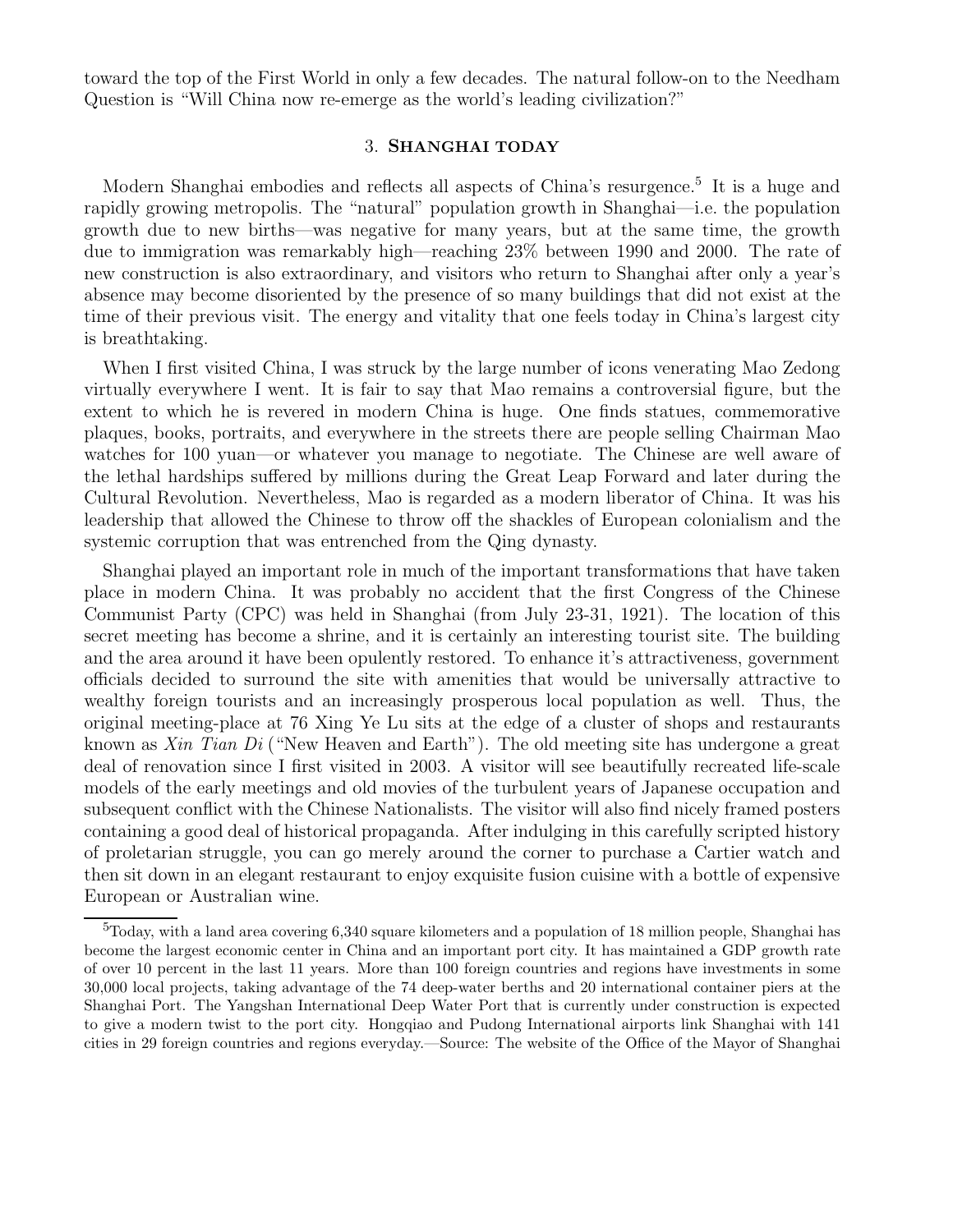toward the top of the First World in only a few decades. The natural follow-on to the Needham Question is "Will China now re-emerge as the world's leading civilization?"

## 3. Shanghai today

Modern Shanghai embodies and reflects all aspects of China's resurgence.[5] It is a huge and rapidly growing metropolis. The "natural" population growth in Shanghai—i.e. the population growth due to new births—was negative for many years, but at the same time, the growth due to immigration was remarkably high—reaching 23% between 1990 and 2000. The rate of new construction is also extraordinary, and visitors who return to Shanghai after only a year's absence may become disoriented by the presence of so many buildings that did not exist at the time of their previous visit. The energy and vitality that one feels today in China's largest city is breathtaking.

When I first visited China, I was struck by the large number of icons venerating Mao Zedong virtually everywhere I went. It is fair to say that Mao remains a controversial figure, but the extent to which he is revered in modern China is huge. One finds statues, commemorative plaques, books, portraits, and everywhere in the streets there are people selling Chairman Mao watches for 100 yuan—or whatever you manage to negotiate. The Chinese are well aware of the lethal hardships suffered by millions during the Great Leap Forward and later during the Cultural Revolution. Nevertheless, Mao is regarded as a modern liberator of China. It was his leadership that allowed the Chinese to throw off the shackles of European colonialism and the systemic corruption that was entrenched from the Qing dynasty.

Shanghai played an important role in much of the important transformations that have taken place in modern China. It was probably no accident that the first Congress of the Chinese Communist Party (CPC) was held in Shanghai (from July 23-31, 1921). The location of this secret meeting has become a shrine, and it is certainly an interesting tourist site. The building and the area around it have been opulently restored. To enhance it's attractiveness, government officials decided to surround the site with amenities that would be universally attractive to wealthy foreign tourists and an increasingly prosperous local population as well. Thus, the original meeting-place at 76 Xing Ye Lu sits at the edge of a cluster of shops and restaurants known as *Xin Tian Di* ("New Heaven and Earth"). The old meeting site has undergone a great deal of renovation since I first visited in 2003. A visitor will see beautifully recreated life-scale models of the early meetings and old movies of the turbulent years of Japanese occupation and subsequent conflict with the Chinese Nationalists. The visitor will also find nicely framed posters containing a good deal of historical propaganda. After indulging in this carefully scripted history of proletarian struggle, you can go merely around the corner to purchase a Cartier watch and then sit down in an elegant restaurant to enjoy exquisite fusion cuisine with a bottle of expensive European or Australian wine.

---

[5] Today, with a land area covering 6,340 square kilometers and a population of 18 million people, Shanghai has become the largest economic center in China and an important port city. It has maintained a GDP growth rate of over 10 percent in the last 11 years. More than 100 foreign countries and regions have investments in some 30,000 local projects, taking advantage of the 74 deep-water berths and 20 international container piers at the Shanghai Port. The Yangshan International Deep Water Port that is currently under construction is expected to give a modern twist to the port city. Hongqiao and Pudong International airports link Shanghai with 141 cities in 29 foreign countries and regions everyday.—Source: The website of the Office of the Mayor of Shanghai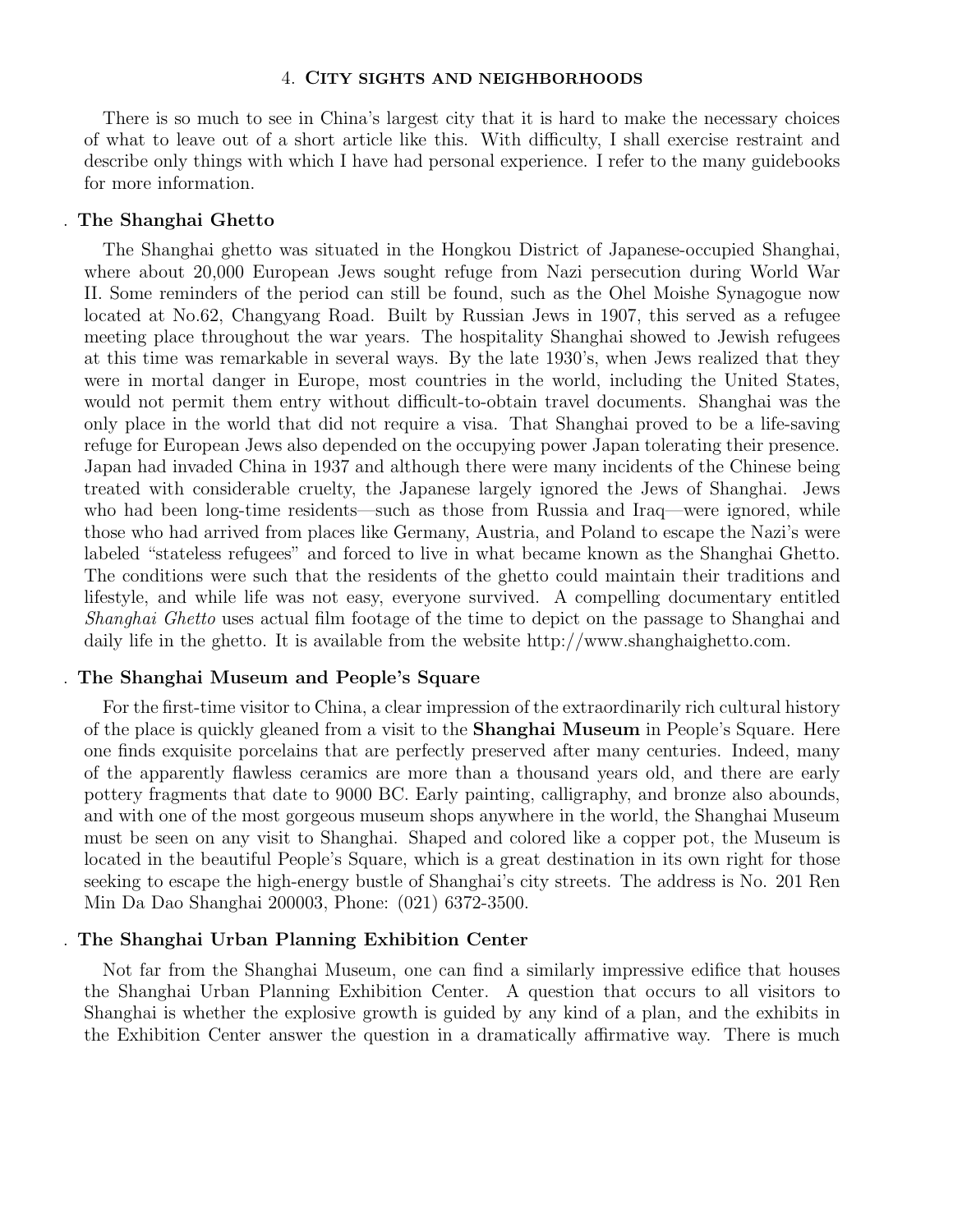## 4. City sights and neighborhoods

There is so much to see in China's largest city that it is hard to make the necessary choices of what to leave out of a short article like this. With difficulty, I shall exercise restraint and describe only things with which I have had personal experience. I refer to the many guidebooks for more information.

### . The Shanghai Ghetto

The Shanghai ghetto was situated in the Hongkou District of Japanese-occupied Shanghai, where about 20,000 European Jews sought refuge from Nazi persecution during World War II. Some reminders of the period can still be found, such as the Ohel Moishe Synagogue now located at No.62, Changyang Road. Built by Russian Jews in 1907, this served as a refugee meeting place throughout the war years. The hospitality Shanghai showed to Jewish refugees at this time was remarkable in several ways. By the late 1930's, when Jews realized that they were in mortal danger in Europe, most countries in the world, including the United States, would not permit them entry without difficult-to-obtain travel documents. Shanghai was the only place in the world that did not require a visa. That Shanghai proved to be a life-saving refuge for European Jews also depended on the occupying power Japan tolerating their presence. Japan had invaded China in 1937 and although there were many incidents of the Chinese being treated with considerable cruelty, the Japanese largely ignored the Jews of Shanghai. Jews who had been long-time residents—such as those from Russia and Iraq—were ignored, while those who had arrived from places like Germany, Austria, and Poland to escape the Nazi's were labeled "stateless refugees" and forced to live in what became known as the Shanghai Ghetto. The conditions were such that the residents of the ghetto could maintain their traditions and lifestyle, and while life was not easy, everyone survived. A compelling documentary entitled *Shanghai Ghetto* uses actual film footage of the time to depict on the passage to Shanghai and daily life in the ghetto. It is available from the website http://www.shanghaighetto.com.

### . The Shanghai Museum and People's Square

For the first-time visitor to China, a clear impression of the extraordinarily rich cultural history of the place is quickly gleaned from a visit to the **Shanghai Museum** in People's Square. Here one finds exquisite porcelains that are perfectly preserved after many centuries. Indeed, many of the apparently flawless ceramics are more than a thousand years old, and there are early pottery fragments that date to 9000 BC. Early painting, calligraphy, and bronze also abounds, and with one of the most gorgeous museum shops anywhere in the world, the Shanghai Museum must be seen on any visit to Shanghai. Shaped and colored like a copper pot, the Museum is located in the beautiful People's Square, which is a great destination in its own right for those seeking to escape the high-energy bustle of Shanghai's city streets. The address is No. 201 Ren Min Da Dao Shanghai 200003, Phone: (021) 6372-3500.

### . The Shanghai Urban Planning Exhibition Center

Not far from the Shanghai Museum, one can find a similarly impressive edifice that houses the Shanghai Urban Planning Exhibition Center. A question that occurs to all visitors to Shanghai is whether the explosive growth is guided by any kind of a plan, and the exhibits in the Exhibition Center answer the question in a dramatically affirmative way. There is much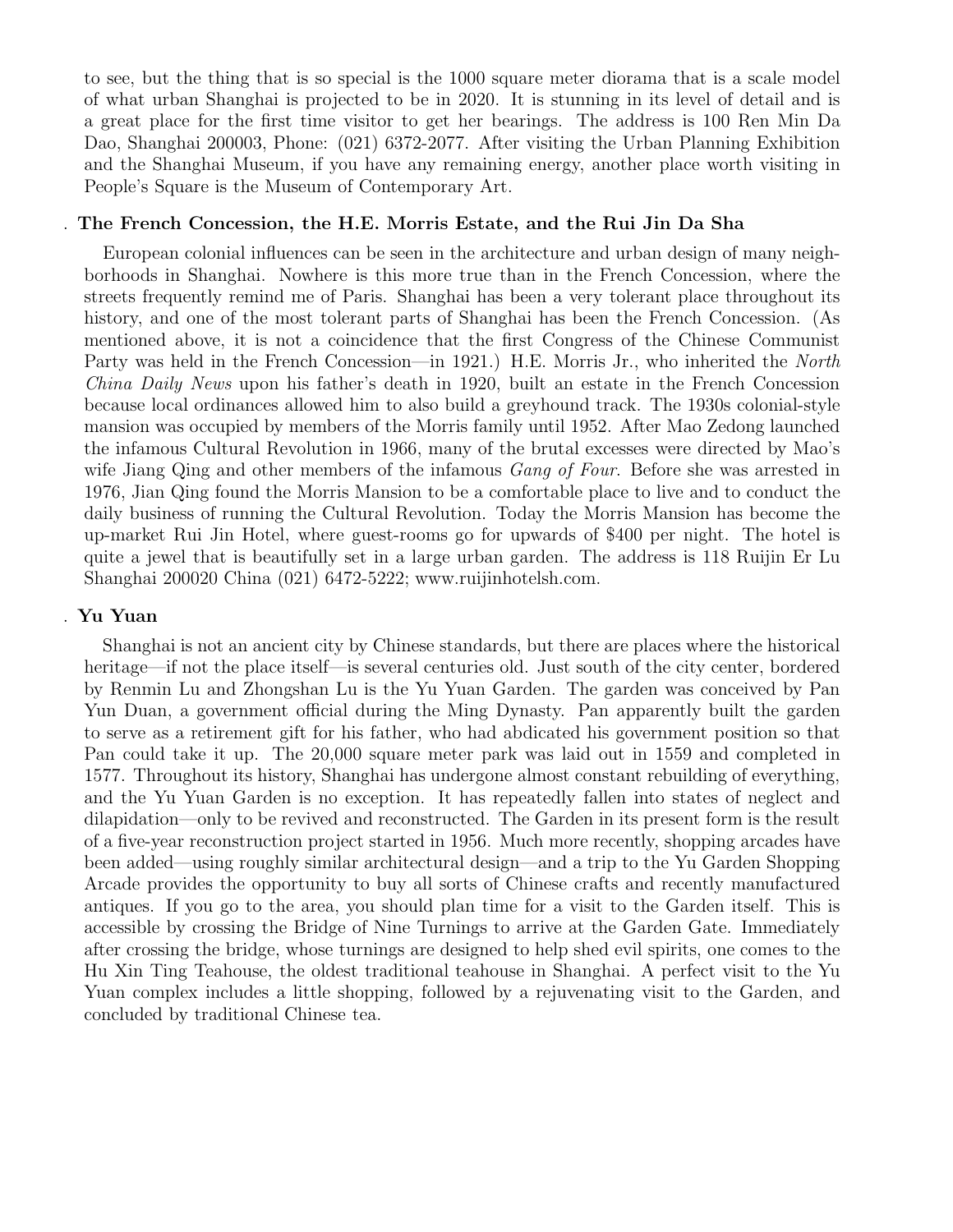to see, but the thing that is so special is the 1000 square meter diorama that is a scale model of what urban Shanghai is projected to be in 2020. It is stunning in its level of detail and is a great place for the first time visitor to get her bearings. The address is 100 Ren Min Da Dao, Shanghai 200003, Phone: (021) 6372-2077. After visiting the Urban Planning Exhibition and the Shanghai Museum, if you have any remaining energy, another place worth visiting in People's Square is the Museum of Contemporary Art.

### . The French Concession, the H.E. Morris Estate, and the Rui Jin Da Sha

European colonial influences can be seen in the architecture and urban design of many neighborhoods in Shanghai. Nowhere is this more true than in the French Concession, where the streets frequently remind me of Paris. Shanghai has been a very tolerant place throughout its history, and one of the most tolerant parts of Shanghai has been the French Concession. (As mentioned above, it is not a coincidence that the first Congress of the Chinese Communist Party was held in the French Concession—in 1921.) H.E. Morris Jr., who inherited the *North China Daily News* upon his father's death in 1920, built an estate in the French Concession because local ordinances allowed him to also build a greyhound track. The 1930s colonial-style mansion was occupied by members of the Morris family until 1952. After Mao Zedong launched the infamous Cultural Revolution in 1966, many of the brutal excesses were directed by Mao's wife Jiang Qing and other members of the infamous *Gang of Four*. Before she was arrested in 1976, Jian Qing found the Morris Mansion to be a comfortable place to live and to conduct the daily business of running the Cultural Revolution. Today the Morris Mansion has become the up-market Rui Jin Hotel, where guest-rooms go for upwards of $400 per night. The hotel is quite a jewel that is beautifully set in a large urban garden. The address is 118 Ruijin Er Lu Shanghai 200020 China (021) 6472-5222; www.ruijinhotelsh.com.

### . Yu Yuan

Shanghai is not an ancient city by Chinese standards, but there are places where the historical heritage—if not the place itself—is several centuries old. Just south of the city center, bordered by Renmin Lu and Zhongshan Lu is the Yu Yuan Garden. The garden was conceived by Pan Yun Duan, a government official during the Ming Dynasty. Pan apparently built the garden to serve as a retirement gift for his father, who had abdicated his government position so that Pan could take it up. The 20,000 square meter park was laid out in 1559 and completed in 1577. Throughout its history, Shanghai has undergone almost constant rebuilding of everything, and the Yu Yuan Garden is no exception. It has repeatedly fallen into states of neglect and dilapidation—only to be revived and reconstructed. The Garden in its present form is the result of a five-year reconstruction project started in 1956. Much more recently, shopping arcades have been added—using roughly similar architectural design—and a trip to the Yu Garden Shopping Arcade provides the opportunity to buy all sorts of Chinese crafts and recently manufactured antiques. If you go to the area, you should plan time for a visit to the Garden itself. This is accessible by crossing the Bridge of Nine Turnings to arrive at the Garden Gate. Immediately after crossing the bridge, whose turnings are designed to help shed evil spirits, one comes to the Hu Xin Ting Teahouse, the oldest traditional teahouse in Shanghai. A perfect visit to the Yu Yuan complex includes a little shopping, followed by a rejuvenating visit to the Garden, and concluded by traditional Chinese tea.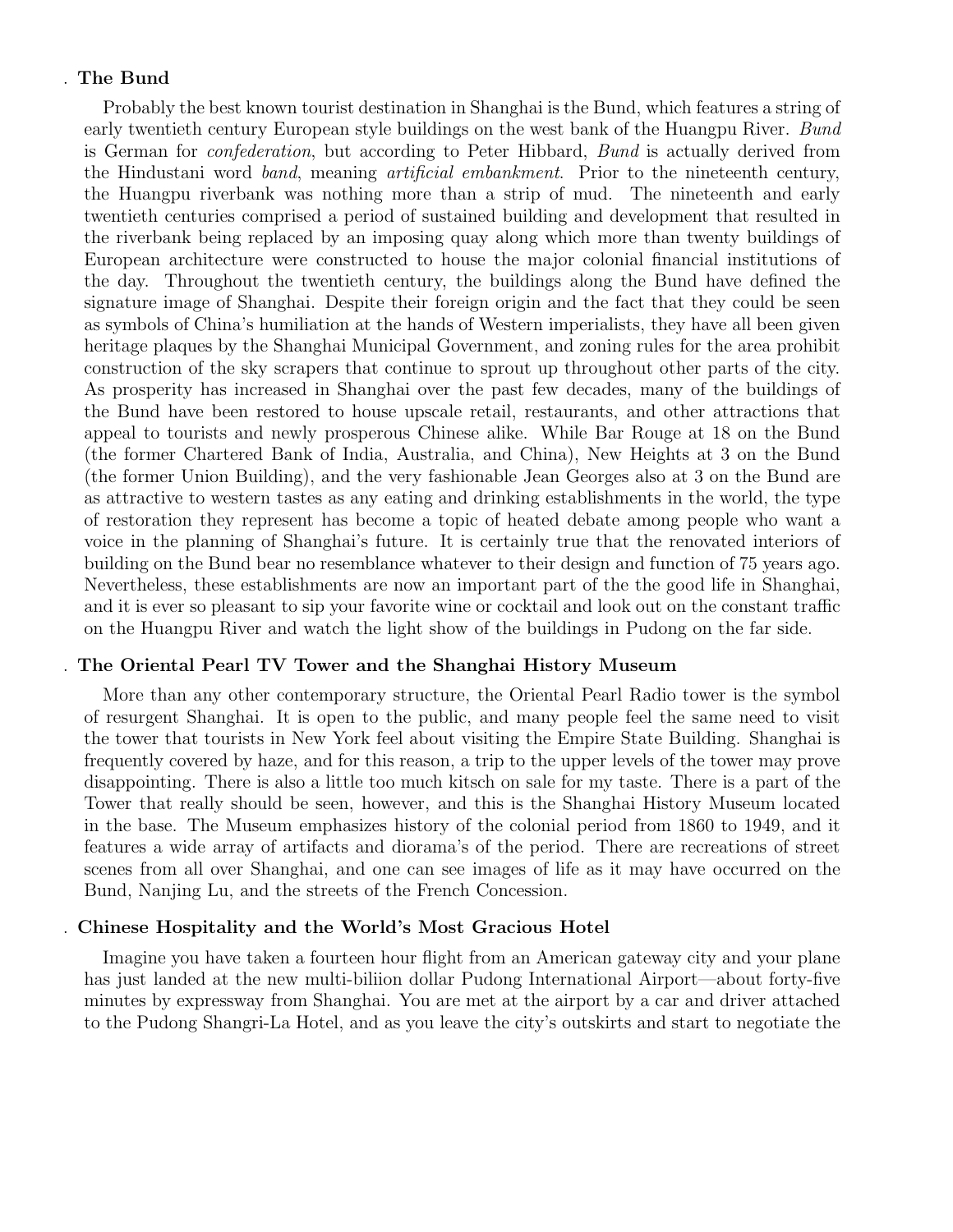### The Bund

Probably the best known tourist destination in Shanghai is the Bund, which features a string of early twentieth century European style buildings on the west bank of the Huangpu River. *Bund* is German for *confederation*, but according to Peter Hibbard, *Bund* is actually derived from the Hindustani word *band*, meaning *artificial embankment*. Prior to the nineteenth century, the Huangpu riverbank was nothing more than a strip of mud. The nineteenth and early twentieth centuries comprised a period of sustained building and development that resulted in the riverbank being replaced by an imposing quay along which more than twenty buildings of European architecture were constructed to house the major colonial financial institutions of the day. Throughout the twentieth century, the buildings along the Bund have defined the signature image of Shanghai. Despite their foreign origin and the fact that they could be seen as symbols of China's humiliation at the hands of Western imperialists, they have all been given heritage plaques by the Shanghai Municipal Government, and zoning rules for the area prohibit construction of the sky scrapers that continue to sprout up throughout other parts of the city. As prosperity has increased in Shanghai over the past few decades, many of the buildings of the Bund have been restored to house upscale retail, restaurants, and other attractions that appeal to tourists and newly prosperous Chinese alike. While Bar Rouge at 18 on the Bund (the former Chartered Bank of India, Australia, and China), New Heights at 3 on the Bund (the former Union Building), and the very fashionable Jean Georges also at 3 on the Bund are as attractive to western tastes as any eating and drinking establishments in the world, the type of restoration they represent has become a topic of heated debate among people who want a voice in the planning of Shanghai's future. It is certainly true that the renovated interiors of building on the Bund bear no resemblance whatever to their design and function of 75 years ago. Nevertheless, these establishments are now an important part of the the good life in Shanghai, and it is ever so pleasant to sip your favorite wine or cocktail and look out on the constant traffic on the Huangpu River and watch the light show of the buildings in Pudong on the far side.

### The Oriental Pearl TV Tower and the Shanghai History Museum

More than any other contemporary structure, the Oriental Pearl Radio tower is the symbol of resurgent Shanghai. It is open to the public, and many people feel the same need to visit the tower that tourists in New York feel about visiting the Empire State Building. Shanghai is frequently covered by haze, and for this reason, a trip to the upper levels of the tower may prove disappointing. There is also a little too much kitsch on sale for my taste. There is a part of the Tower that really should be seen, however, and this is the Shanghai History Museum located in the base. The Museum emphasizes history of the colonial period from 1860 to 1949, and it features a wide array of artifacts and diorama's of the period. There are recreations of street scenes from all over Shanghai, and one can see images of life as it may have occurred on the Bund, Nanjing Lu, and the streets of the French Concession.

### Chinese Hospitality and the World's Most Gracious Hotel

Imagine you have taken a fourteen hour flight from an American gateway city and your plane has just landed at the new multi-biliion dollar Pudong International Airport—about forty-five minutes by expressway from Shanghai. You are met at the airport by a car and driver attached to the Pudong Shangri-La Hotel, and as you leave the city's outskirts and start to negotiate the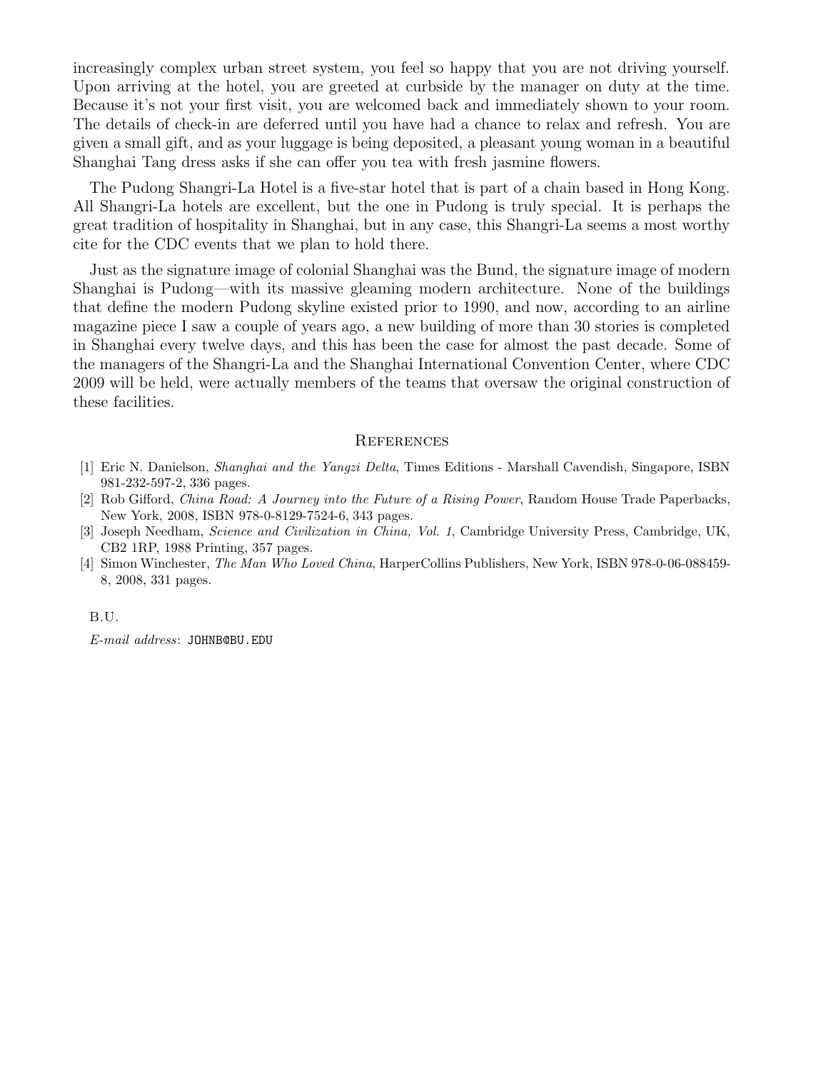increasingly complex urban street system, you feel so happy that you are not driving yourself. Upon arriving at the hotel, you are greeted at curbside by the manager on duty at the time. Because it's not your first visit, you are welcomed back and immediately shown to your room. The details of check-in are deferred until you have had a chance to relax and refresh. You are given a small gift, and as your luggage is being deposited, a pleasant young woman in a beautiful Shanghai Tang dress asks if she can offer you tea with fresh jasmine flowers.

The Pudong Shangri-La Hotel is a five-star hotel that is part of a chain based in Hong Kong. All Shangri-La hotels are excellent, but the one in Pudong is truly special. It is perhaps the great tradition of hospitality in Shanghai, but in any case, this Shangri-La seems a most worthy cite for the CDC events that we plan to hold there.

Just as the signature image of colonial Shanghai was the Bund, the signature image of modern Shanghai is Pudong—with its massive gleaming modern architecture. None of the buildings that define the modern Pudong skyline existed prior to 1990, and now, according to an airline magazine piece I saw a couple of years ago, a new building of more than 30 stories is completed in Shanghai every twelve days, and this has been the case for almost the past decade. Some of the managers of the Shangri-La and the Shanghai International Convention Center, where CDC 2009 will be held, were actually members of the teams that oversaw the original construction of these facilities.

## References

[1] Eric N. Danielson, *Shanghai and the Yangzi Delta*, Times Editions - Marshall Cavendish, Singapore, ISBN 981-232-597-2, 336 pages.

[2] Rob Gifford, *China Road: A Journey into the Future of a Rising Power*, Random House Trade Paperbacks, New York, 2008, ISBN 978-0-8129-7524-6, 343 pages.

[3] Joseph Needham, *Science and Civilization in China, Vol. 1*, Cambridge University Press, Cambridge, UK, CB2 1RP, 1988 Printing, 357 pages.

[4] Simon Winchester, *The Man Who Loved China*, HarperCollins Publishers, New York, ISBN 978-0-06-088459-8, 2008, 331 pages.

B.U.

*E-mail address*: JOHNB@BU.EDU